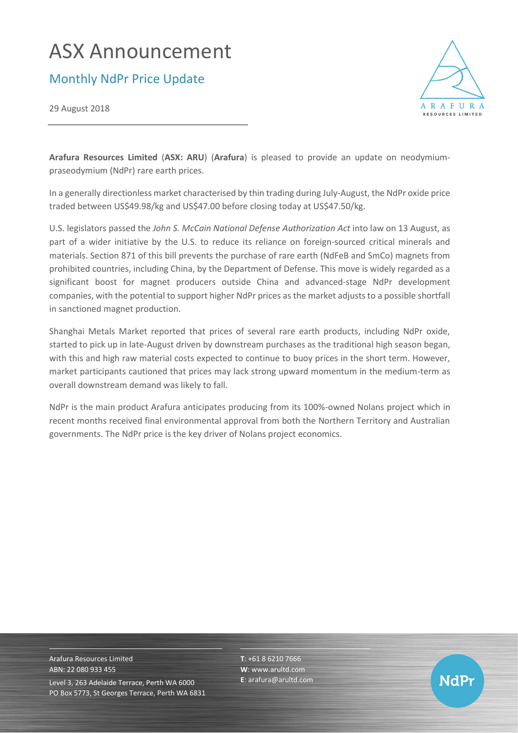# ASX Announcement

## Monthly NdPr Price Update

29 August 2018

**Arafura Resources Limited** (**ASX: ARU**) (**Arafura**) is pleased to provide an update on neodymium-praseodymium (NdPr) rare earth prices.

In a generally directionless market characterised by thin trading during July-August, the NdPr oxide price traded between US$49.98/kg and US$47.00 before closing today at US$47.50/kg.

U.S. legislators passed the *John S. McCain National Defense Authorization Act* into law on 13 August, as part of a wider initiative by the U.S. to reduce its reliance on foreign-sourced critical minerals and materials. Section 871 of this bill prevents the purchase of rare earth (NdFeB and SmCo) magnets from prohibited countries, including China, by the Department of Defense. This move is widely regarded as a significant boost for magnet producers outside China and advanced-stage NdPr development companies, with the potential to support higher NdPr prices as the market adjusts to a possible shortfall in sanctioned magnet production.

Shanghai Metals Market reported that prices of several rare earth products, including NdPr oxide, started to pick up in late-August driven by downstream purchases as the traditional high season began, with this and high raw material costs expected to continue to buoy prices in the short term. However, market participants cautioned that prices may lack strong upward momentum in the medium-term as overall downstream demand was likely to fall.

NdPr is the main product Arafura anticipates producing from its 100%-owned Nolans project which in recent months received final environmental approval from both the Northern Territory and Australian governments. The NdPr price is the key driver of Nolans project economics.

Arafura Resources Limited
ABN: 22 080 933 455
Level 3, 263 Adelaide Terrace, Perth WA 6000
PO Box 5773, St Georges Terrace, Perth WA 6831

**T**: +61 8 6210 7666
**W**: www.arultd.com
**E**: arafura@arultd.com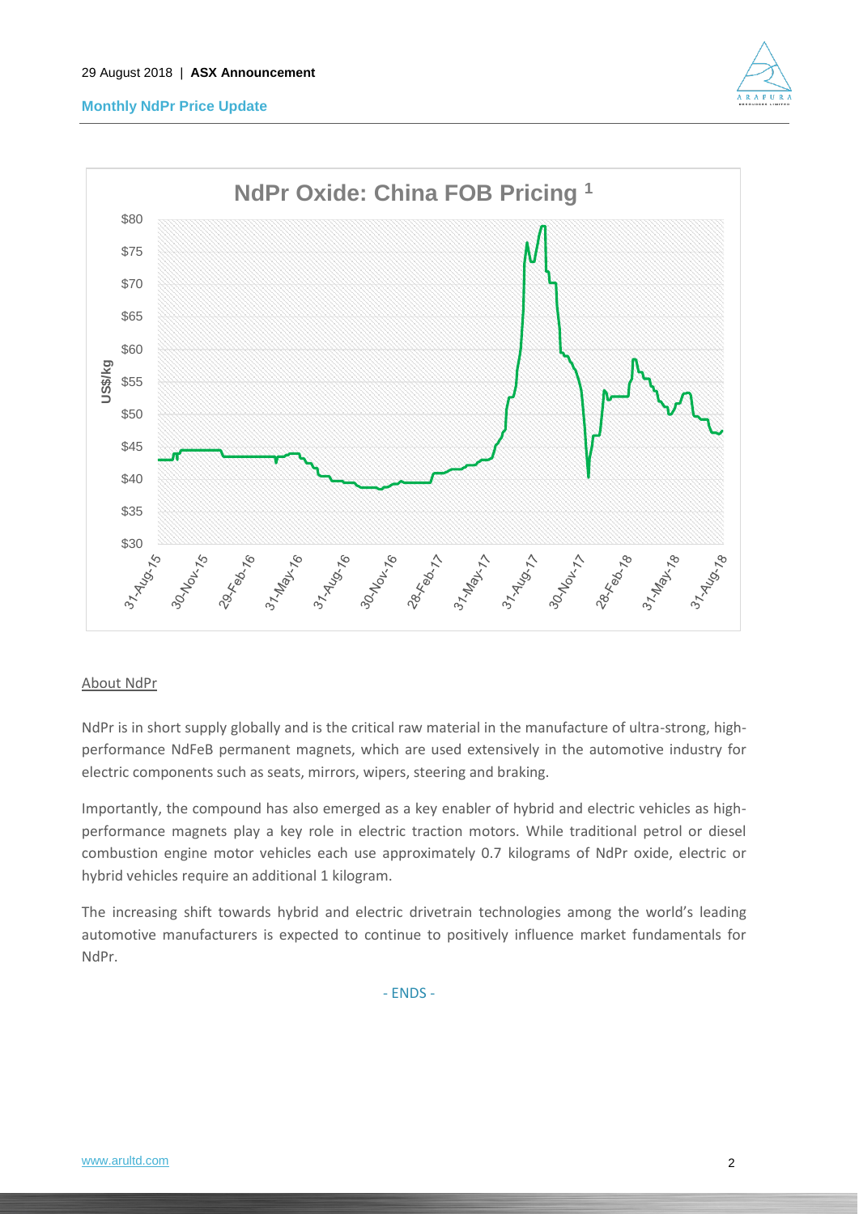NdPr Oxide: China FOB Pricing [1]

## About NdPr

NdPr is in short supply globally and is the critical raw material in the manufacture of ultra-strong, high-performance NdFeB permanent magnets, which are used extensively in the automotive industry for electric components such as seats, mirrors, wipers, steering and braking.

Importantly, the compound has also emerged as a key enabler of hybrid and electric vehicles as high-performance magnets play a key role in electric traction motors. While traditional petrol or diesel combustion engine motor vehicles each use approximately 0.7 kilograms of NdPr oxide, electric or hybrid vehicles require an additional 1 kilogram.

The increasing shift towards hybrid and electric drivetrain technologies among the world's leading automotive manufacturers is expected to continue to positively influence market fundamentals for NdPr.

- ENDS -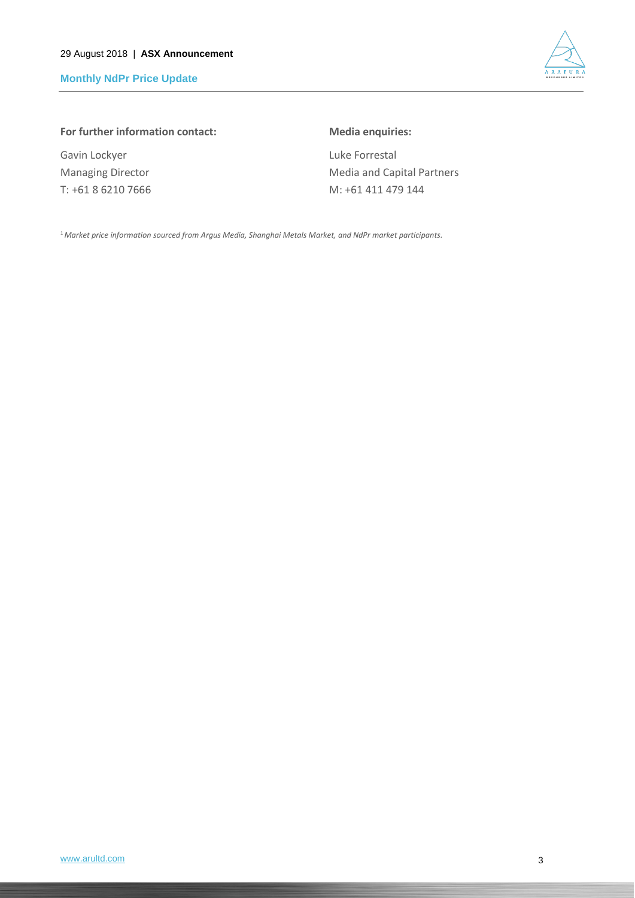**For further information contact:**

Gavin Lockyer
Managing Director
T: +61 8 6210 7666

**Media enquiries:**

Luke Forrestal
Media and Capital Partners
M: +61 411 479 144

[1] *Market price information sourced from Argus Media, Shanghai Metals Market, and NdPr market participants.*